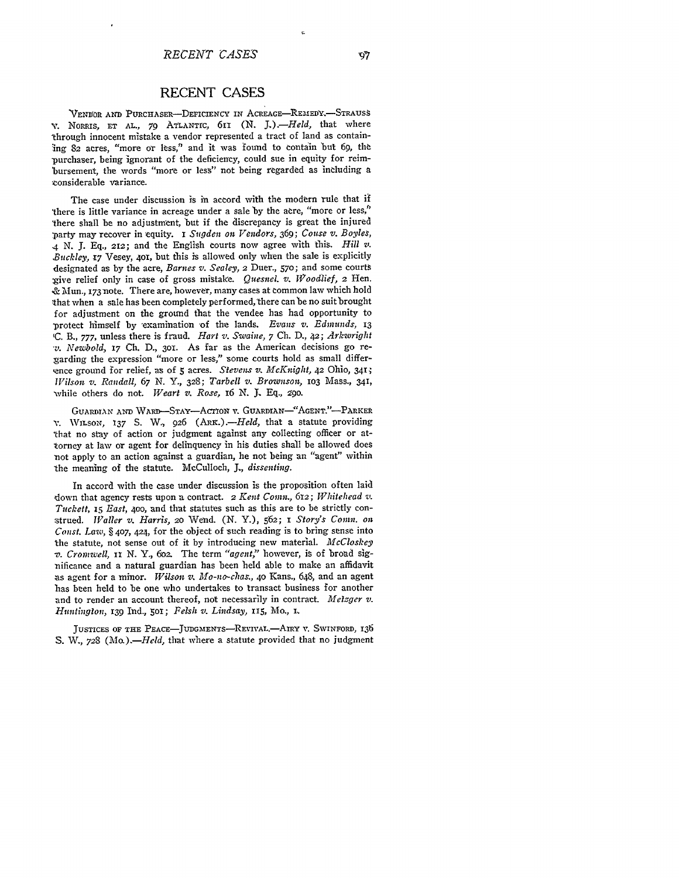# RECENT CASES

VENDOR AND PURCHASER—DEFICIENCY IN ACREAGE—REMEDY.—STRAUSS v. NORRIS, ET AL., 79 ATLANTIC, 611 (N. J.).—*Held,* that where through innocent mistake a vendor represented a tract of land as containing 82 acres, "more or less," and it was found to contain but 69, the purchaser, being ignorant of the deficiency, could sue in equity for reimbursement, the words "more or less" not being regarded as including a considerable variance.

The case under discussion is in accord with the modern rule that if there is little variance in acreage under a sale by the acre, "more or less," there shall be no adjustment, but if the discrepancy is great the injured party may recover in equity. 1 *Sugden on Vendors,* 369; *Couse v. Boyles,* 4 N. J. Eq., 212; and the English courts now agree with this. *Hill v. Buckley,* 17 Vesey, 401, but this is allowed only when the sale is explicitly designated as by the acre, *Barnes v. Sealey,* 2 Duer., 570; and some courts give relief only in case of gross mistake. *Quesnel. v. Woodlief,* 2 Hen. & Mun., 173 note. There are, however, many cases at common law which hold that when a sale has been completely performed, there can be no suit brought for adjustment on the ground that the vendee has had opportunity to protect himself by examination of the lands. *Evans v. Edmunds,* 13 C. B., 777, unless there is fraud. *Hart v. Swaine,* 7 Ch. D., 42; *Arkwright v. Newbold,* 17 Ch. D., 301. As far as the American decisions go regarding the expression "more or less," some courts hold as small difference ground for relief, as of 5 acres. *Stevens v. McKnight,* 42 Ohio, 341; *Wilson v. Randall,* 67 N. Y., 328; *Tarbell v. Brownson,* 103 Mass., 341, while others do not. *Weart v. Rose,* 16 N. J. Eq., 290.

GUARDIAN AND WARD—STAY—ACTION v. GUARDIAN—"AGENT."—PARKER v. WILSON, 137 S. W., 926 (ARK.).—*Held,* that a statute providing that no stay of action or judgment against any collecting officer or attorney at law or agent for delinquency in his duties shall be allowed does not apply to an action against a guardian, he not being an "agent" within the meaning of the statute. McCulloch, J., *dissenting.*

In accord with the case under discussion is the proposition often laid down that agency rests upon a contract. 2 *Kent Comm.,* 612; *Whitehead v. Tuckett,* 15 *East,* 400, and that statutes such as this are to be strictly construed. *Waller v. Harris,* 20 Wend. (N. Y.), 562; 1 *Story's Comm. on Const. Law,* § 407, 424, for the object of such reading is to bring sense into the statute, not sense out of it by introducing new material. *McCloskey v. Cromwell,* 11 N. Y., 602. The term *"agent,"* however, is of broad significance and a natural guardian has been held able to make an affidavit as agent for a minor. *Wilson v. Mo-no-chas.,* 40 Kans., 648, and an agent has been held to be one who undertakes to transact business for another and to render an account thereof, not necessarily in contract. *Metzger v. Huntington,* 139 Ind., 501; *Felsh v. Lindsay,* 115, Mo., 1.

JUSTICES OF THE PEACE—JUDGMENTS—REVIVAL.—AIRY v. SWINFORD, 136 S. W., 728 (MO.).—*Held,* that where a statute provided that no judgment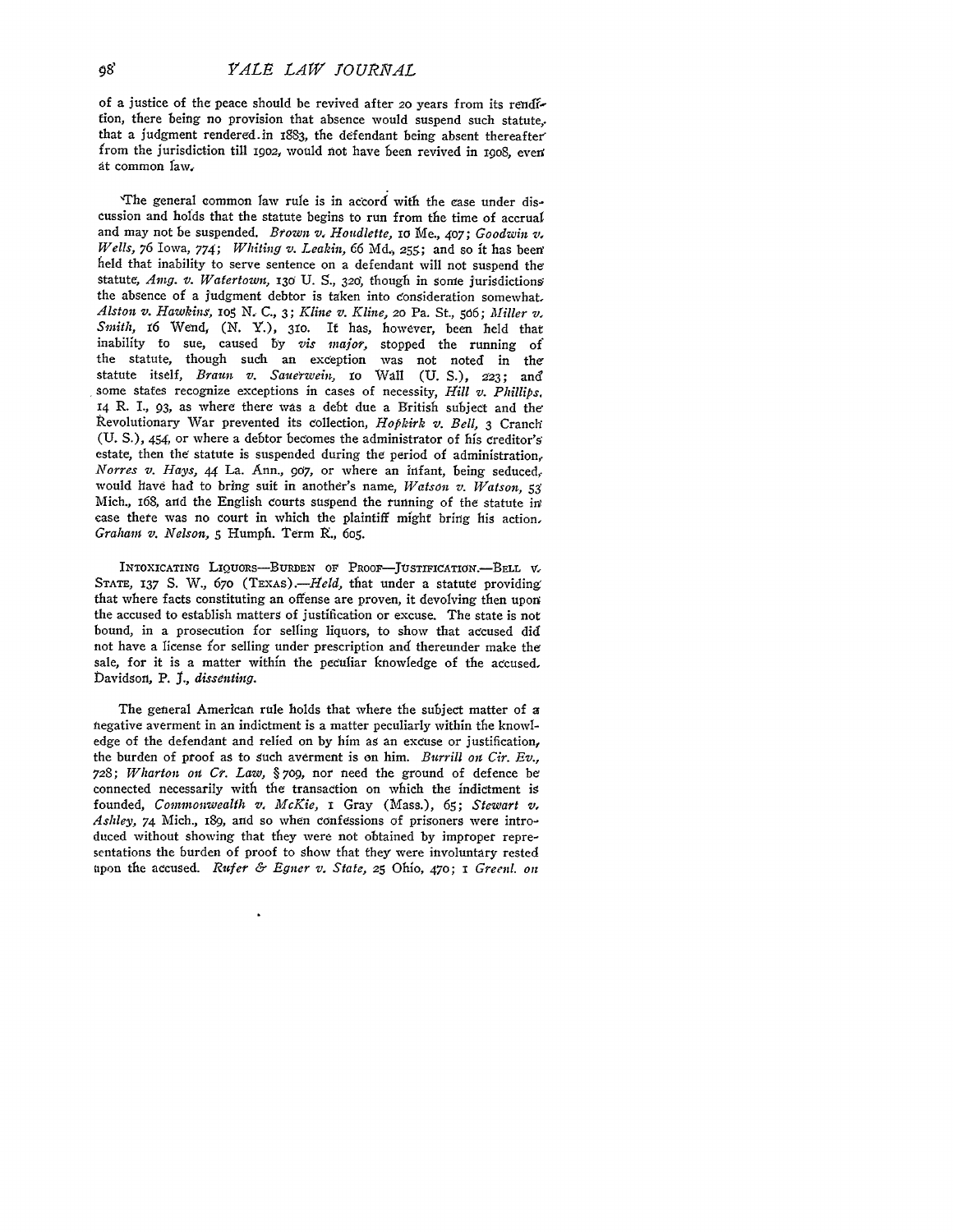of a justice of the peace should be revived after 20 years from its rendition, there being no provision that absence would suspend such statute, that a judgment rendered in 1883, the defendant being absent thereafter from the jurisdiction till 1902, would not have been revived in 1908, even at common law.

The general common law rule is in accord with the case under discussion and holds that the statute begins to run from the time of accrual and may not be suspended. *Brown v. Houdlette*, 10 Me., 407; *Goodwin v. Wells*, 76 Iowa, 774; *Whiting v. Leakin*, 66 Md., 255; and so it has been held that inability to serve sentence on a defendant will not suspend the statute, *Amg. v. Watertown*, 130 U. S., 320, though in some jurisdictions the absence of a judgment debtor is taken into consideration somewhat. *Alston v. Hawkins*, 105 N. C., 3; *Kline v. Kline*, 20 Pa. St., 506; *Miller v. Smith*, 16 Wend, (N. Y.), 310. It has, however, been held that inability to sue, caused by *vis major*, stopped the running of the statute, though such an exception was not noted in the statute itself, *Braun v. Sauerwein*, 10 Wall (U. S.), 223; and some states recognize exceptions in cases of necessity, *Hill v. Phillips*, 14 R. I., 93, as where there was a debt due a British subject and the Revolutionary War prevented its collection, *Hopkirk v. Bell*, 3 Cranch (U. S.), 454, or where a debtor becomes the administrator of his creditor's estate, then the statute is suspended during the period of administration, *Norres v. Hays*, 44 La. Ann., 907, or where an infant, being seduced, would have had to bring suit in another's name, *Watson v. Watson*, 53 Mich., 168, and the English courts suspend the running of the statute in case there was no court in which the plaintiff might bring his action. *Graham v. Nelson*, 5 Humph. Term R., 605.

INTOXICATING LIQUORS—BURDEN OF PROOF—JUSTIFICATION.—BELL v. STATE, 137 S. W., 670 (TEXAS).—*Held*, that under a statute providing that where facts constituting an offense are proven, it devolving then upon the accused to establish matters of justification or excuse. The state is not bound, in a prosecution for selling liquors, to show that accused did not have a license for selling under prescription and thereunder make the sale, for it is a matter within the peculiar knowledge of the accused. Davidson, P. J., *dissenting*.

The general American rule holds that where the subject matter of a negative averment in an indictment is a matter peculiarly within the knowledge of the defendant and relied on by him as an excuse or justification, the burden of proof as to such averment is on him. *Burrill on Cir. Ev.*, 728; *Wharton on Cr. Law*, § 709, nor need the ground of defence be connected necessarily with the transaction on which the indictment is founded, *Commonwealth v. McKie*, 1 Gray (Mass.), 65; *Stewart v. Ashley*, 74 Mich., 189, and so when confessions of prisoners were introduced without showing that they were not obtained by improper representations the burden of proof to show that they were involuntary rested upon the accused. *Rufer & Egner v. State*, 25 Ohio, 470; 1 *Greenl. on*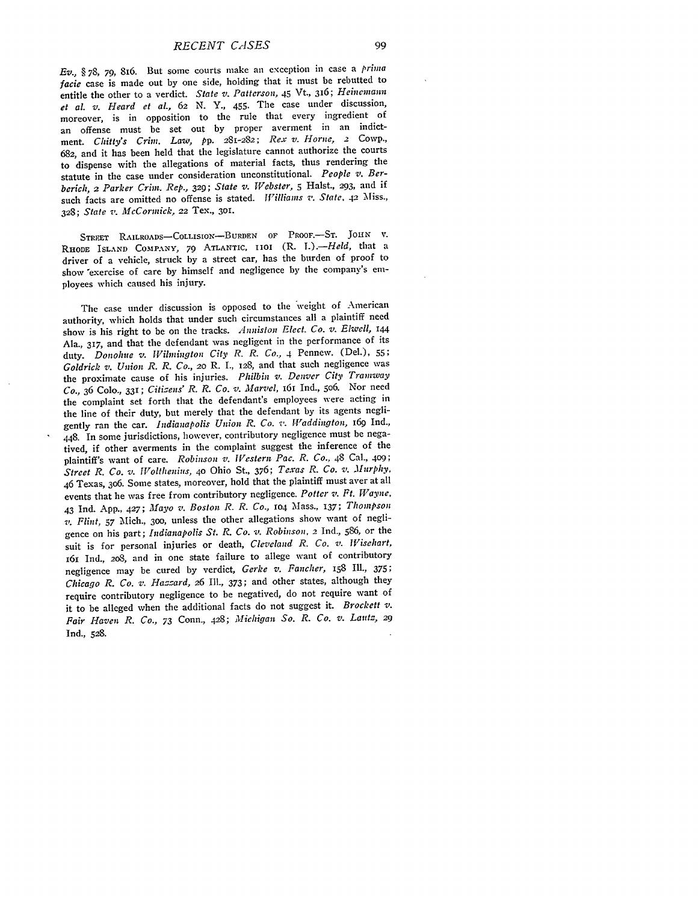*Ev.*, § 78, 79, 816. But some courts make an exception in case a *prima facie* case is made out by one side, holding that it must be rebutted to entitle the other to a verdict. *State v. Patterson*, 45 Vt., 316; *Heinemann et al. v. Heard et al.*, 62 N. Y., 455. The case under discussion, moreover, is in opposition to the rule that every ingredient of an offense must be set out by proper averment in an indictment. *Chitty's Crim. Law*, pp. 281-282; *Rex v. Horne*, 2 Cowp., 682, and it has been held that the legislature cannot authorize the courts to dispense with the allegations of material facts, thus rendering the statute in the case under consideration unconstitutional. *People v. Berberich*, 2 *Parker Crim. Rep.*, 329; *State v. Webster*, 5 Halst., 293, and if such facts are omitted no offense is stated. *Williams v. State*, 42 Miss., 328; *State v. McCormick*, 22 Tex., 301.

STREET RAILROADS—COLLISION—BURDEN OF PROOF.—ST. JOHN v. RHODE ISLAND COMPANY, 79 ATLANTIC, 1101 (R. I.).—*Held*, that a driver of a vehicle, struck by a street car, has the burden of proof to show exercise of care by himself and negligence by the company's employees which caused his injury.

The case under discussion is opposed to the weight of American authority, which holds that under such circumstances all a plaintiff need show is his right to be on the tracks. *Anniston Elect. Co. v. Elwell*, 144 Ala., 317, and that the defendant was negligent in the performance of its duty. *Donohue v. Wilmington City R. R. Co.*, 4 Pennew. (Del.), 55; *Goldrick v. Union R. R. Co.*, 20 R. I., 128, and that such negligence was the proximate cause of his injuries. *Philbin v. Denver City Tramway Co.*, 36 Colo., 331; *Citizens' R. R. Co. v. Marvel*, 161 Ind., 506. Nor need the complaint set forth that the defendant's employees were acting in the line of their duty, but merely that the defendant by its agents negligently ran the car. *Indianapolis Union R. Co. v. Waddington*, 169 Ind., 448. In some jurisdictions, however, contributory negligence must be negatived, if other averments in the complaint suggest the inference of the plaintiff's want of care. *Robinson v. Western Pac. R. Co.*, 48 Cal., 409; *Street R. Co. v. Wolthenius*, 40 Ohio St., 376; *Texas R. Co. v. Murphy*, 46 Texas, 306. Some states, moreover, hold that the plaintiff must aver at all events that he was free from contributory negligence. *Potter v. Ft. Wayne*, 43 Ind. App., 427; *Mayo v. Boston R. R. Co.*, 104 Mass., 137; *Thompson v. Flint*, 57 Mich., 300, unless the other allegations show want of negligence on his part; *Indianapolis St. R. Co. v. Robinson*, 2 Ind., 586, or the suit is for personal injuries or death, *Cleveland R. Co. v. Wisehart*, 161 Ind., 208, and in one state failure to allege want of contributory negligence may be cured by verdict, *Gerke v. Fancher*, 158 Ill., 375; *Chicago R. Co. v. Hazzard*, 26 Ill., 373; and other states, although they require contributory negligence to be negatived, do not require want of it to be alleged when the additional facts do not suggest it. *Brockett v. Fair Haven R. Co.*, 73 Conn., 428; *Michigan So. R. Co. v. Lantz*, 29 Ind., 528.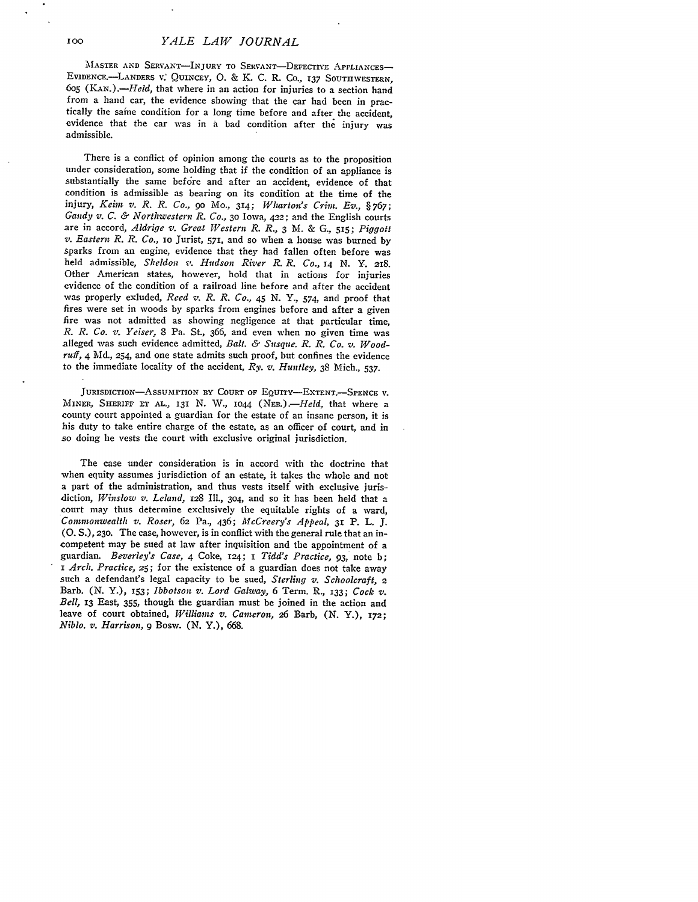MASTER AND SERVANT—INJURY TO SERVANT—DEFECTIVE APPLIANCES—EVIDENCE.—LANDERS v. QUINCEY, O. & K. C. R. CO., 137 SOUTHWESTERN, 605 (KAN.).—*Held*, that where in an action for injuries to a section hand from a hand car, the evidence showing that the car had been in practically the same condition for a long time before and after the accident, evidence that the car was in a bad condition after the injury was admissible.

There is a conflict of opinion among the courts as to the proposition under consideration, some holding that if the condition of an appliance is substantially the same before and after an accident, evidence of that condition is admissible as bearing on its condition at the time of the injury, *Keim v. R. R. Co.*, 90 Mo., 314; *Wharton's Crim. Ev.*, §767; *Gandy v. C. & Northwestern R. Co.*, 30 Iowa, 422; and the English courts are in accord, *Aldrige v. Great Western R. R.*, 3 M. & G., 515; *Piggott v. Eastern R. R. Co.*, 10 Jurist, 571, and so when a house was burned by sparks from an engine, evidence that they had fallen often before was held admissible, *Sheldon v. Hudson River R. R. Co.*, 14 N. Y. 218. Other American states, however, hold that in actions for injuries evidence of the condition of a railroad line before and after the accident was properly exluded, *Reed v. R. R. Co.*, 45 N. Y., 574, and proof that fires were set in woods by sparks from engines before and after a given fire was not admitted as showing negligence at that particular time, *R. R. Co. v. Yeiser*, 8 Pa. St., 366, and even when no given time was alleged was such evidence admitted, *Balt. & Susque. R. R. Co. v. Woodruff*, 4 Md., 254, and one state admits such proof, but confines the evidence to the immediate locality of the accident, *Ry. v. Huntley*, 38 Mich., 537.

JURISDICTION—ASSUMPTION BY COURT OF EQUITY—EXTENT.—SPENCE v. MINER, SHERIFF ET AL., 131 N. W., 1044 (NEB.).—*Held*, that where a county court appointed a guardian for the estate of an insane person, it is his duty to take entire charge of the estate, as an officer of court, and in so doing he vests the court with exclusive original jurisdiction.

The case under consideration is in accord with the doctrine that when equity assumes jurisdiction of an estate, it takes the whole and not a part of the administration, and thus vests itself with exclusive jurisdiction, *Winslow v. Leland*, 128 Ill., 304, and so it has been held that a court may thus determine exclusively the equitable rights of a ward, *Commonwealth v. Roser*, 62 Pa., 436; *McCreery's Appeal*, 31 P. L. J. (O. S.), 230. The case, however, is in conflict with the general rule that an incompetent may be sued at law after inquisition and the appointment of a guardian. *Beverley's Case*, 4 Coke, 124; 1 *Tidd's Practice*, 93, note b; 1 *Arch. Practice*, 25; for the existence of a guardian does not take away such a defendant's legal capacity to be sued, *Sterling v. Schoolcraft*, 2 Barb. (N. Y.), 153; *Ibbotson v. Lord Galway*, 6 Term. R., 133; *Cock v. Bell*, 13 East, 355, though the guardian must be joined in the action and leave of court obtained, *Williams v. Cameron*, 26 Barb, (N. Y.), 172; *Niblo. v. Harrison*, 9 Bosw. (N. Y.), 668.